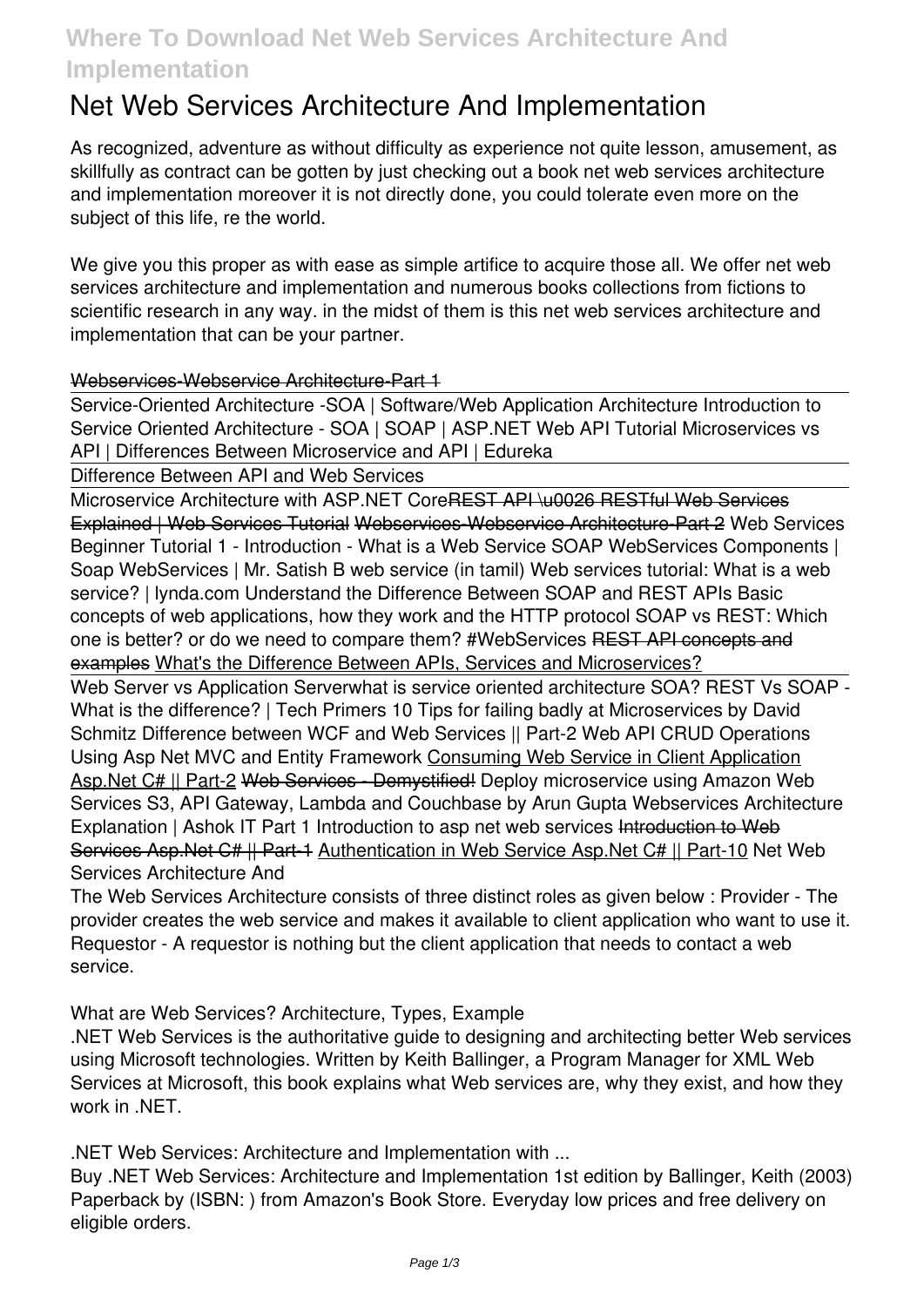# Net Web Services Architecture And Implementation

As recognized, adventure as without difficulty as experience not quite lesson, amusement, as skillfully as contract can be gotten by just checking out a book net web services architecture and implementation moreover it is not directly done, you could tolerate even more on the subject of this life, re the world.

We give you this proper as with ease as simple artifice to acquire those all. We offer net web services architecture and implementation and numerous books collections from fictions to scientific research in any way. in the midst of them is this net web services architecture and implementation that can be your partner.

~~Webservices-Webservice Architecture-Part 1~~

Service-Oriented Architecture -SOA | Software/Web Application Architecture Introduction to Service Oriented Architecture - SOA | SOAP | ASP.NET Web API Tutorial Microservices vs API | Differences Between Microservice and API | Edureka

Difference Between API and Web Services

Microservice Architecture with ASP.NET Core~~REST API \u0026 RESTful Web Services Explained | Web Services Tutorial~~ ~~Webservices-Webservice Architecture-Part 2~~ Web Services Beginner Tutorial 1 - Introduction - What is a Web Service SOAP WebServices Components | Soap WebServices | Mr. Satish B web service (in tamil) Web services tutorial: What is a web service? | lynda.com Understand the Difference Between SOAP and REST APIs Basic concepts of web applications, how they work and the HTTP protocol SOAP vs REST: Which one is better? or do we need to compare them? #WebServices ~~REST API concepts and examples~~ What's the Difference Between APIs, Services and Microservices?

Web Server vs Application Serverwhat is service oriented architecture SOA? REST Vs SOAP - What is the difference? | Tech Primers 10 Tips for failing badly at Microservices by David Schmitz Difference between WCF and Web Services || Part-2 Web API CRUD Operations Using Asp Net MVC and Entity Framework Consuming Web Service in Client Application Asp.Net C# || Part-2 ~~Web Services - Demystified!~~ Deploy microservice using Amazon Web Services S3, API Gateway, Lambda and Couchbase by Arun Gupta Webservices Architecture Explanation | Ashok IT Part 1 Introduction to asp net web services ~~Introduction to Web Services Asp.Net C# || Part-1~~ Authentication in Web Service Asp.Net C# || Part-10 Net Web Services Architecture And

The Web Services Architecture consists of three distinct roles as given below : Provider - The provider creates the web service and makes it available to client application who want to use it. Requestor - A requestor is nothing but the client application that needs to contact a web service.

What are Web Services? Architecture, Types, Example

.NET Web Services is the authoritative guide to designing and architecting better Web services using Microsoft technologies. Written by Keith Ballinger, a Program Manager for XML Web Services at Microsoft, this book explains what Web services are, why they exist, and how they work in .NET.

.NET Web Services: Architecture and Implementation with ...

Buy .NET Web Services: Architecture and Implementation 1st edition by Ballinger, Keith (2003) Paperback by (ISBN: ) from Amazon's Book Store. Everyday low prices and free delivery on eligible orders.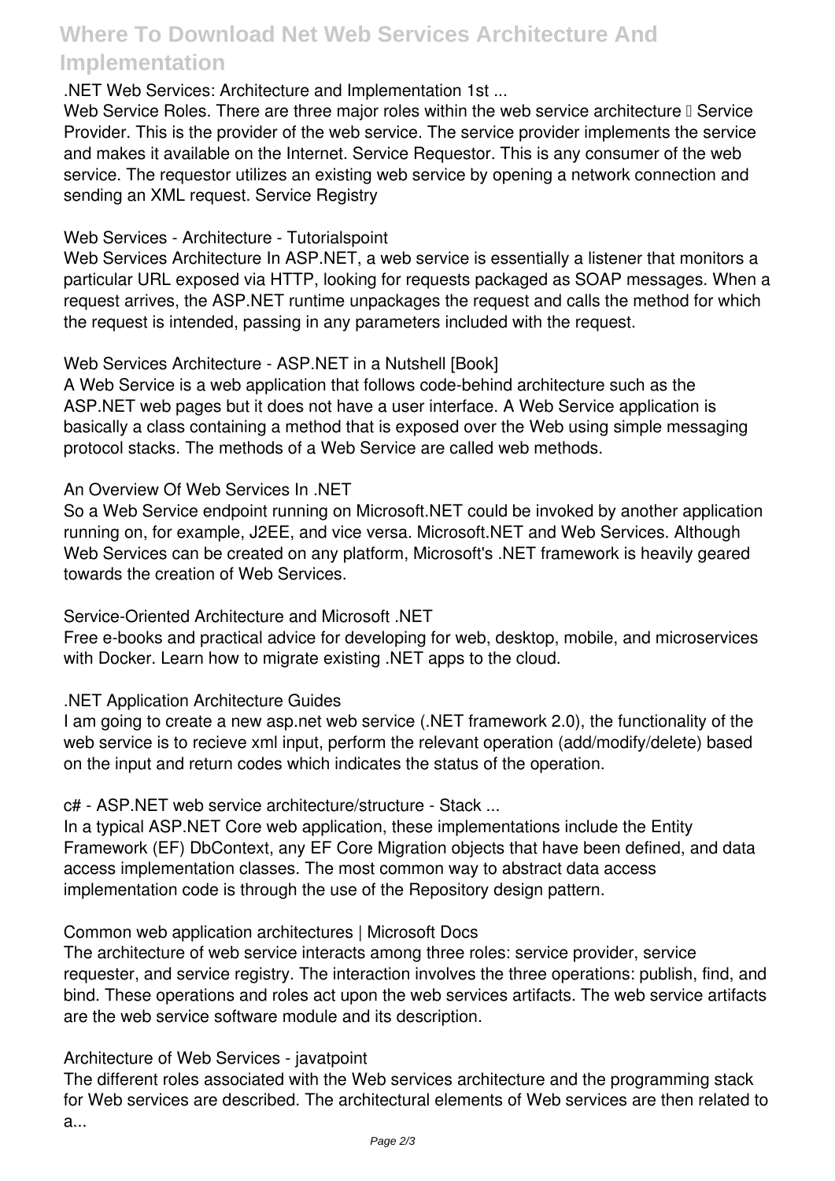.NET Web Services: Architecture and Implementation 1st ...

Web Service Roles. There are three major roles within the web service architecture – Service Provider. This is the provider of the web service. The service provider implements the service and makes it available on the Internet. Service Requestor. This is any consumer of the web service. The requestor utilizes an existing web service by opening a network connection and sending an XML request. Service Registry

Web Services - Architecture - Tutorialspoint

Web Services Architecture In ASP.NET, a web service is essentially a listener that monitors a particular URL exposed via HTTP, looking for requests packaged as SOAP messages. When a request arrives, the ASP.NET runtime unpackages the request and calls the method for which the request is intended, passing in any parameters included with the request.

Web Services Architecture - ASP.NET in a Nutshell [Book]

A Web Service is a web application that follows code-behind architecture such as the ASP.NET web pages but it does not have a user interface. A Web Service application is basically a class containing a method that is exposed over the Web using simple messaging protocol stacks. The methods of a Web Service are called web methods.

An Overview Of Web Services In .NET

So a Web Service endpoint running on Microsoft.NET could be invoked by another application running on, for example, J2EE, and vice versa. Microsoft.NET and Web Services. Although Web Services can be created on any platform, Microsoft's .NET framework is heavily geared towards the creation of Web Services.

Service-Oriented Architecture and Microsoft .NET

Free e-books and practical advice for developing for web, desktop, mobile, and microservices with Docker. Learn how to migrate existing .NET apps to the cloud.

.NET Application Architecture Guides

I am going to create a new asp.net web service (.NET framework 2.0), the functionality of the web service is to recieve xml input, perform the relevant operation (add/modify/delete) based on the input and return codes which indicates the status of the operation.

c# - ASP.NET web service architecture/structure - Stack ...

In a typical ASP.NET Core web application, these implementations include the Entity Framework (EF) DbContext, any EF Core Migration objects that have been defined, and data access implementation classes. The most common way to abstract data access implementation code is through the use of the Repository design pattern.

Common web application architectures | Microsoft Docs

The architecture of web service interacts among three roles: service provider, service requester, and service registry. The interaction involves the three operations: publish, find, and bind. These operations and roles act upon the web services artifacts. The web service artifacts are the web service software module and its description.

Architecture of Web Services - javatpoint

The different roles associated with the Web services architecture and the programming stack for Web services are described. The architectural elements of Web services are then related to a...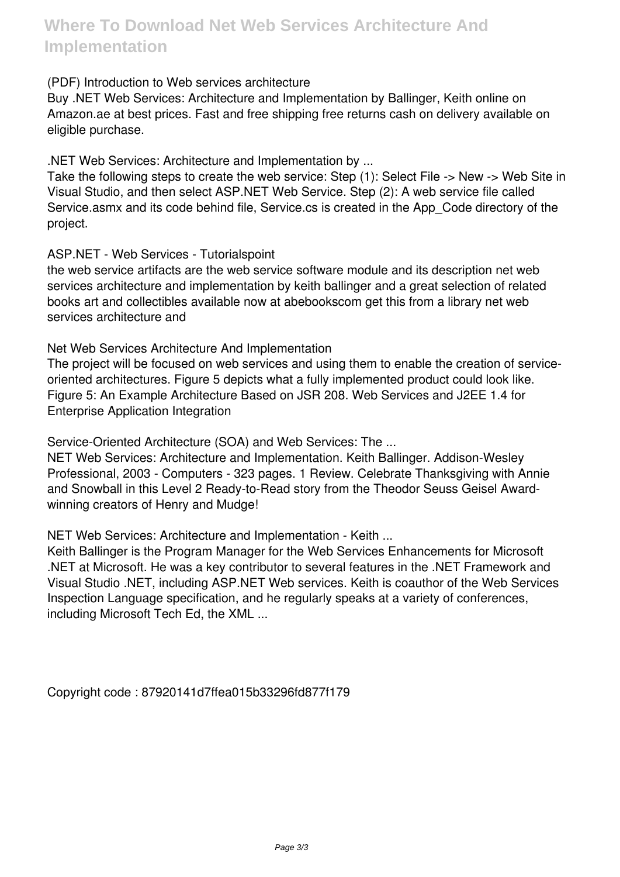(PDF) Introduction to Web services architecture

Buy .NET Web Services: Architecture and Implementation by Ballinger, Keith online on Amazon.ae at best prices. Fast and free shipping free returns cash on delivery available on eligible purchase.

.NET Web Services: Architecture and Implementation by ...

Take the following steps to create the web service: Step (1): Select File -> New -> Web Site in Visual Studio, and then select ASP.NET Web Service. Step (2): A web service file called Service.asmx and its code behind file, Service.cs is created in the App_Code directory of the project.

ASP.NET - Web Services - Tutorialspoint

the web service artifacts are the web service software module and its description net web services architecture and implementation by keith ballinger and a great selection of related books art and collectibles available now at abebookscom get this from a library net web services architecture and

Net Web Services Architecture And Implementation

The project will be focused on web services and using them to enable the creation of service-oriented architectures. Figure 5 depicts what a fully implemented product could look like. Figure 5: An Example Architecture Based on JSR 208. Web Services and J2EE 1.4 for Enterprise Application Integration

Service-Oriented Architecture (SOA) and Web Services: The ...

NET Web Services: Architecture and Implementation. Keith Ballinger. Addison-Wesley Professional, 2003 - Computers - 323 pages. 1 Review. Celebrate Thanksgiving with Annie and Snowball in this Level 2 Ready-to-Read story from the Theodor Seuss Geisel Award-winning creators of Henry and Mudge!

NET Web Services: Architecture and Implementation - Keith ...

Keith Ballinger is the Program Manager for the Web Services Enhancements for Microsoft .NET at Microsoft. He was a key contributor to several features in the .NET Framework and Visual Studio .NET, including ASP.NET Web services. Keith is coauthor of the Web Services Inspection Language specification, and he regularly speaks at a variety of conferences, including Microsoft Tech Ed, the XML ...

Copyright code : 87920141d7ffea015b33296fd877f179